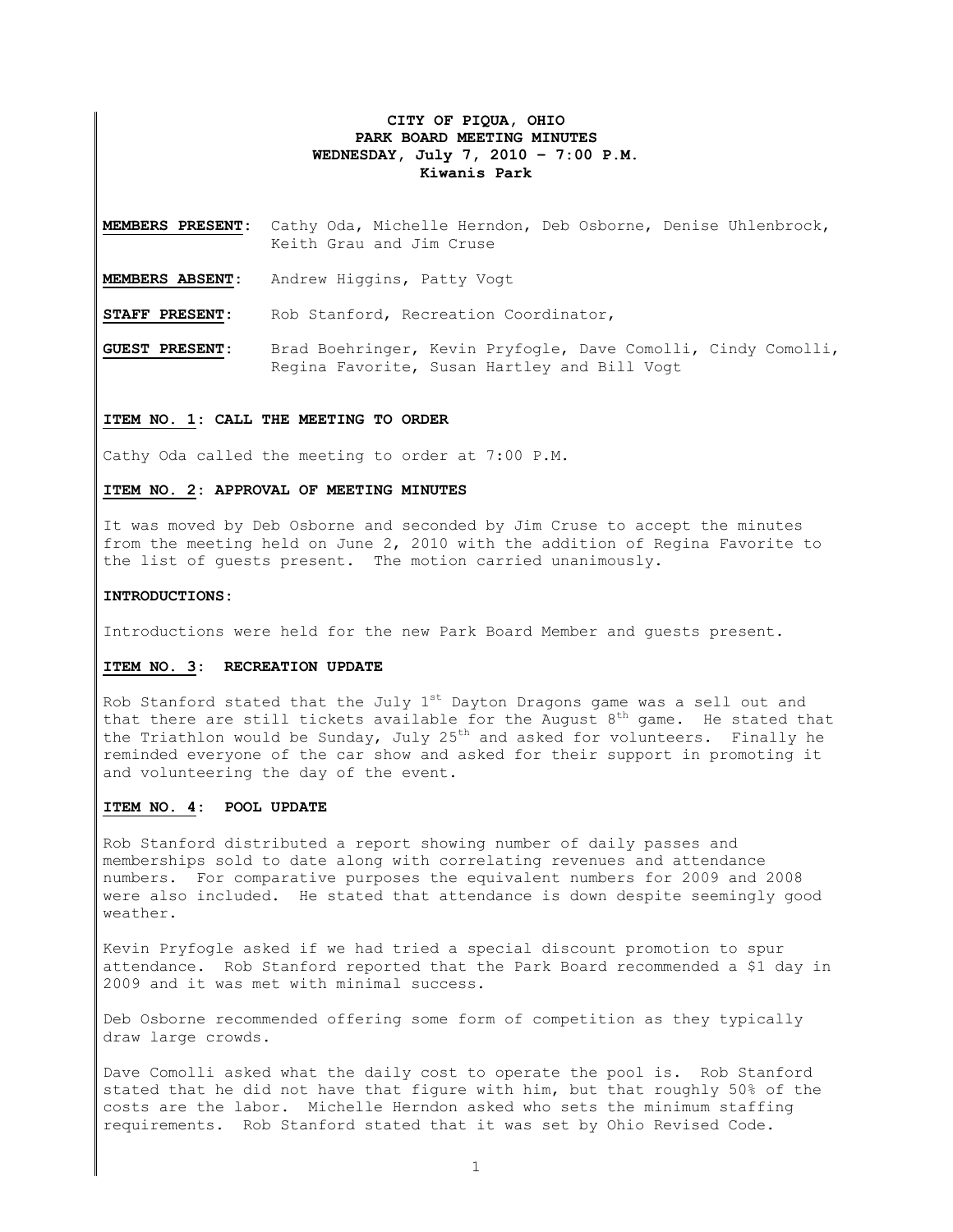# CITY OF PIQUA, OHIO
## PARK BOARD MEETING MINUTES
### WEDNESDAY, July 7, 2010 – 7:00 P.M.
### Kiwanis Park

**MEMBERS PRESENT:** Cathy Oda, Michelle Herndon, Deb Osborne, Denise Uhlenbrock, Keith Grau and Jim Cruse

**MEMBERS ABSENT:** Andrew Higgins, Patty Vogt

**STAFF PRESENT:** Rob Stanford, Recreation Coordinator,

**GUEST PRESENT:** Brad Boehringer, Kevin Pryfogle, Dave Comolli, Cindy Comolli, Regina Favorite, Susan Hartley and Bill Vogt

**ITEM NO. 1: CALL THE MEETING TO ORDER**

Cathy Oda called the meeting to order at 7:00 P.M.

**ITEM NO. 2: APPROVAL OF MEETING MINUTES**

It was moved by Deb Osborne and seconded by Jim Cruse to accept the minutes from the meeting held on June 2, 2010 with the addition of Regina Favorite to the list of guests present. The motion carried unanimously.

**INTRODUCTIONS:**

Introductions were held for the new Park Board Member and guests present.

**ITEM NO. 3: RECREATION UPDATE**

Rob Stanford stated that the July 1st Dayton Dragons game was a sell out and that there are still tickets available for the August 8th game. He stated that the Triathlon would be Sunday, July 25th and asked for volunteers. Finally he reminded everyone of the car show and asked for their support in promoting it and volunteering the day of the event.

**ITEM NO. 4: POOL UPDATE**

Rob Stanford distributed a report showing number of daily passes and memberships sold to date along with correlating revenues and attendance numbers. For comparative purposes the equivalent numbers for 2009 and 2008 were also included. He stated that attendance is down despite seemingly good weather.

Kevin Pryfogle asked if we had tried a special discount promotion to spur attendance. Rob Stanford reported that the Park Board recommended a $1 day in 2009 and it was met with minimal success.

Deb Osborne recommended offering some form of competition as they typically draw large crowds.

Dave Comolli asked what the daily cost to operate the pool is. Rob Stanford stated that he did not have that figure with him, but that roughly 50% of the costs are the labor. Michelle Herndon asked who sets the minimum staffing requirements. Rob Stanford stated that it was set by Ohio Revised Code.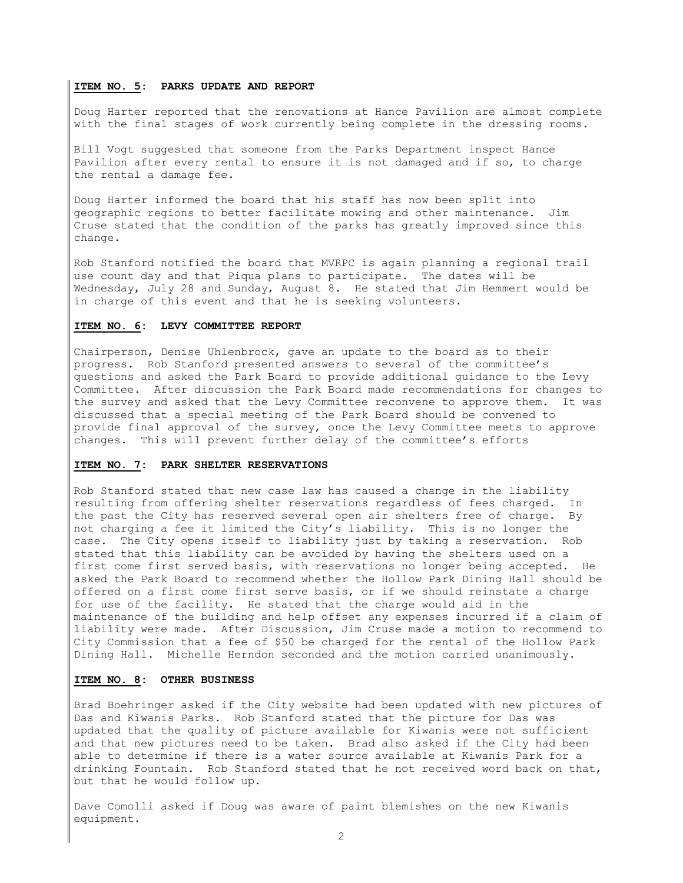**ITEM NO. 5: PARKS UPDATE AND REPORT**

Doug Harter reported that the renovations at Hance Pavilion are almost complete with the final stages of work currently being complete in the dressing rooms.

Bill Vogt suggested that someone from the Parks Department inspect Hance Pavilion after every rental to ensure it is not damaged and if so, to charge the rental a damage fee.

Doug Harter informed the board that his staff has now been split into geographic regions to better facilitate mowing and other maintenance. Jim Cruse stated that the condition of the parks has greatly improved since this change.

Rob Stanford notified the board that MVRPC is again planning a regional trail use count day and that Piqua plans to participate. The dates will be Wednesday, July 28 and Sunday, August 8. He stated that Jim Hemmert would be in charge of this event and that he is seeking volunteers.

**ITEM NO. 6: LEVY COMMITTEE REPORT**

Chairperson, Denise Uhlenbrock, gave an update to the board as to their progress. Rob Stanford presented answers to several of the committee's questions and asked the Park Board to provide additional guidance to the Levy Committee. After discussion the Park Board made recommendations for changes to the survey and asked that the Levy Committee reconvene to approve them. It was discussed that a special meeting of the Park Board should be convened to provide final approval of the survey, once the Levy Committee meets to approve changes. This will prevent further delay of the committee's efforts

**ITEM NO. 7: PARK SHELTER RESERVATIONS**

Rob Stanford stated that new case law has caused a change in the liability resulting from offering shelter reservations regardless of fees charged. In the past the City has reserved several open air shelters free of charge. By not charging a fee it limited the City's liability. This is no longer the case. The City opens itself to liability just by taking a reservation. Rob stated that this liability can be avoided by having the shelters used on a first come first served basis, with reservations no longer being accepted. He asked the Park Board to recommend whether the Hollow Park Dining Hall should be offered on a first come first serve basis, or if we should reinstate a charge for use of the facility. He stated that the charge would aid in the maintenance of the building and help offset any expenses incurred if a claim of liability were made. After Discussion, Jim Cruse made a motion to recommend to City Commission that a fee of $50 be charged for the rental of the Hollow Park Dining Hall. Michelle Herndon seconded and the motion carried unanimously.

**ITEM NO. 8: OTHER BUSINESS**

Brad Boehringer asked if the City website had been updated with new pictures of Das and Kiwanis Parks. Rob Stanford stated that the picture for Das was updated that the quality of picture available for Kiwanis were not sufficient and that new pictures need to be taken. Brad also asked if the City had been able to determine if there is a water source available at Kiwanis Park for a drinking Fountain. Rob Stanford stated that he not received word back on that, but that he would follow up.

Dave Comolli asked if Doug was aware of paint blemishes on the new Kiwanis equipment.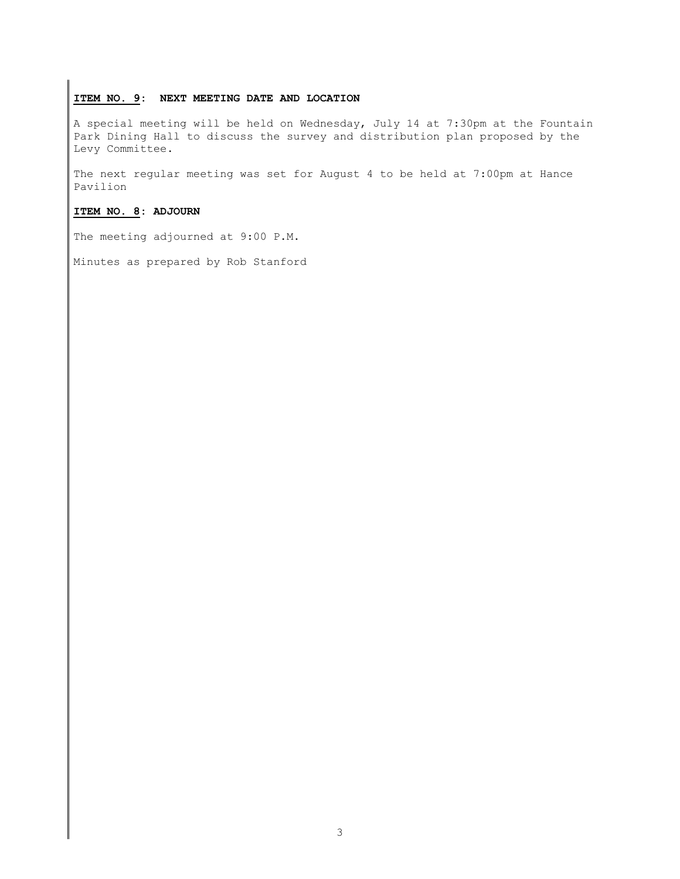**ITEM NO. 9: NEXT MEETING DATE AND LOCATION**

A special meeting will be held on Wednesday, July 14 at 7:30pm at the Fountain Park Dining Hall to discuss the survey and distribution plan proposed by the Levy Committee.

The next regular meeting was set for August 4 to be held at 7:00pm at Hance Pavilion

**ITEM NO. 8: ADJOURN**

The meeting adjourned at 9:00 P.M.

Minutes as prepared by Rob Stanford